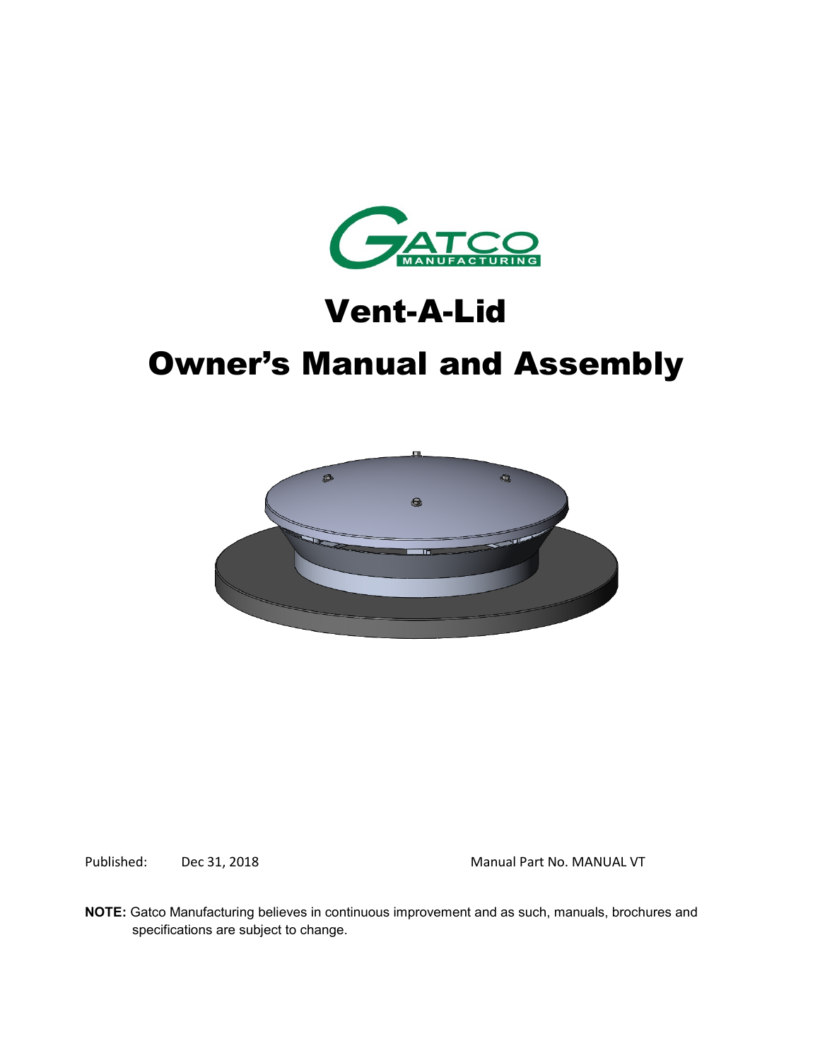# Vent-A-Lid

# Owner's Manual and Assembly

Published: Dec 31, 2018 Manual Part No. MANUAL VT

**NOTE:** Gatco Manufacturing believes in continuous improvement and as such, manuals, brochures and specifications are subject to change.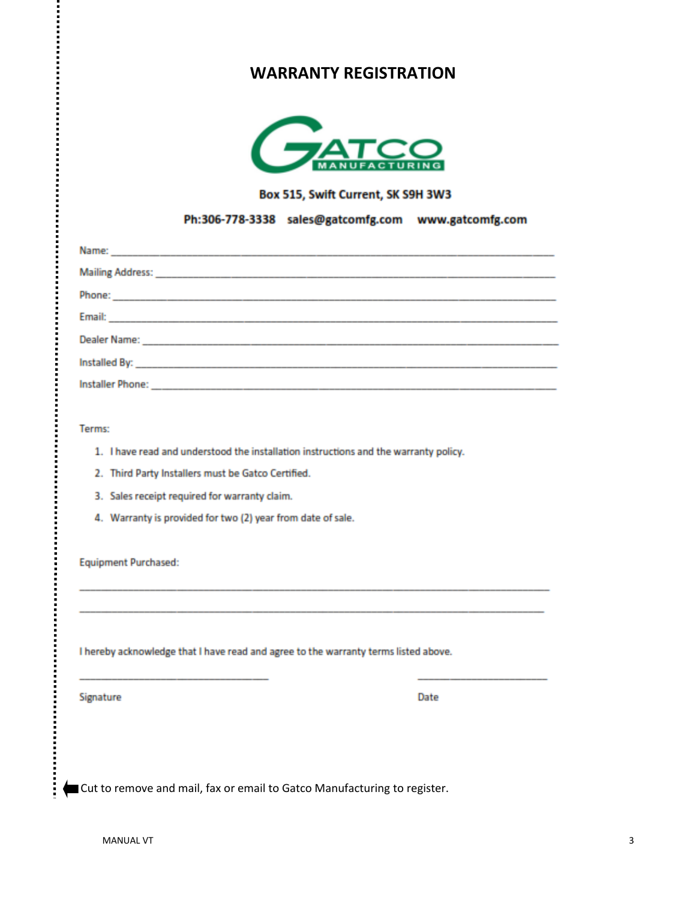# WARRANTY REGISTRATION

GATCO MANUFACTURING

**Box 515, Swift Current, SK S9H 3W3**

**Ph:306-778-3338 sales@gatcomfg.com www.gatcomfg.com**

Name: ____________________________________________

Mailing Address: ____________________________________________

Phone: ____________________________________________

Email: ____________________________________________

Dealer Name: ____________________________________________

Installed By: ____________________________________________

Installer Phone: ____________________________________________

Terms:

1. I have read and understood the installation instructions and the warranty policy.
2. Third Party Installers must be Gatco Certified.
3. Sales receipt required for warranty claim.
4. Warranty is provided for two (2) year from date of sale.

Equipment Purchased:

____________________________________________

____________________________________________

I hereby acknowledge that I have read and agree to the warranty terms listed above.

______________________________ ______________________

Signature Date

Cut to remove and mail, fax or email to Gatco Manufacturing to register.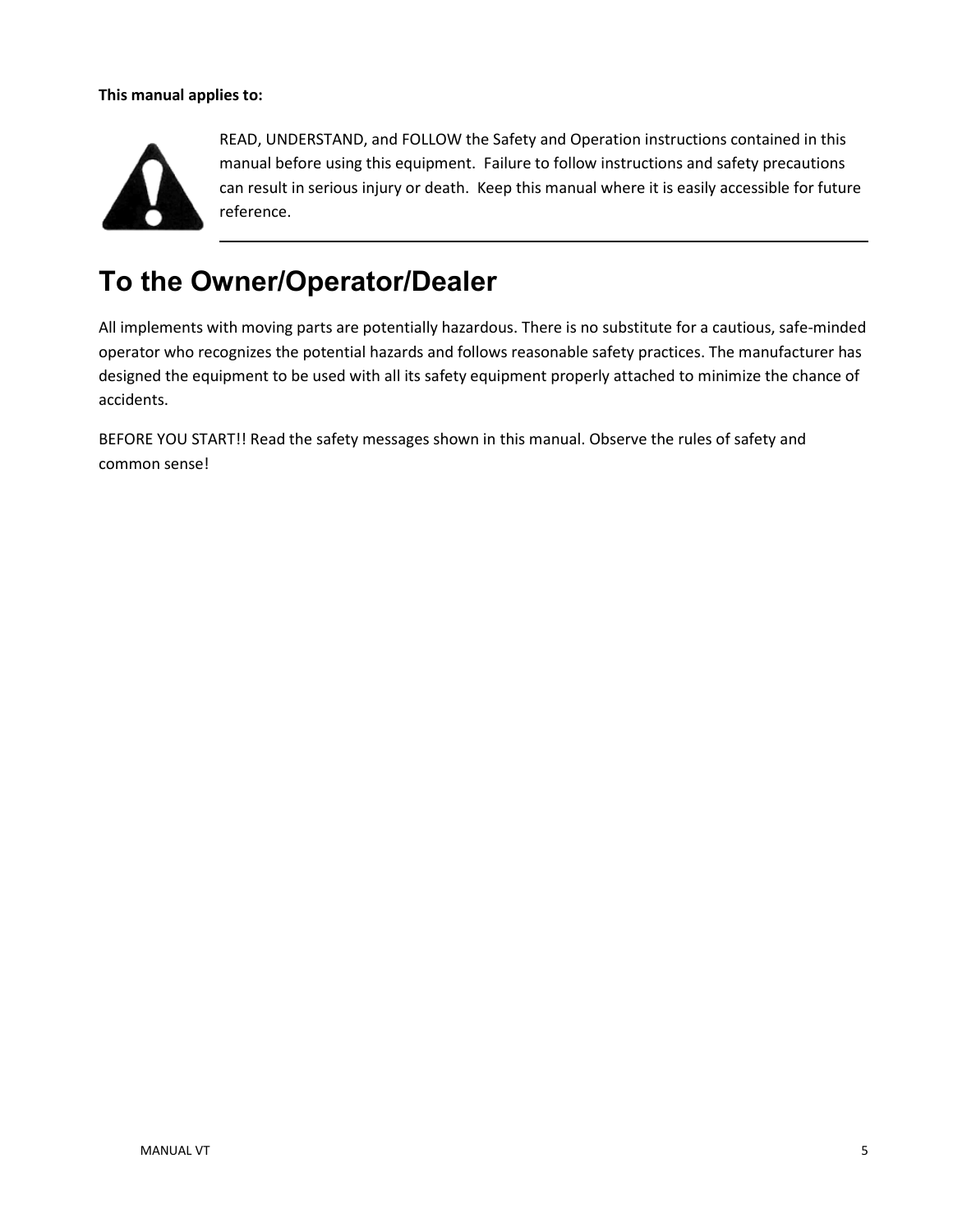**This manual applies to:**

READ, UNDERSTAND, and FOLLOW the Safety and Operation instructions contained in this manual before using this equipment. Failure to follow instructions and safety precautions can result in serious injury or death. Keep this manual where it is easily accessible for future reference.

# To the Owner/Operator/Dealer

All implements with moving parts are potentially hazardous. There is no substitute for a cautious, safe-minded operator who recognizes the potential hazards and follows reasonable safety practices. The manufacturer has designed the equipment to be used with all its safety equipment properly attached to minimize the chance of accidents.

BEFORE YOU START!! Read the safety messages shown in this manual. Observe the rules of safety and common sense!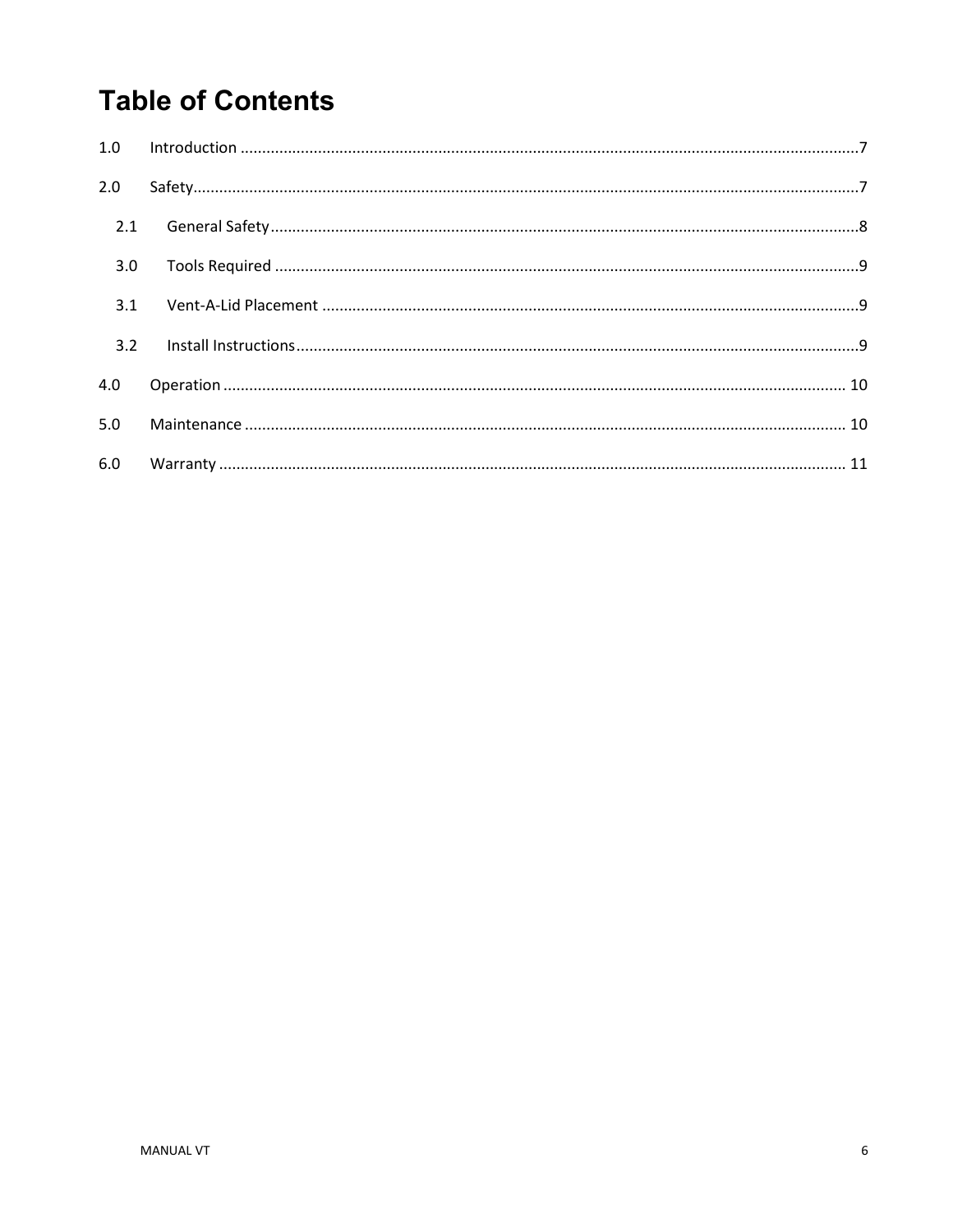# Table of Contents

1.0 Introduction ........................................................................ 7

2.0 Safety ........................................................................ 7

- 2.1 General Safety ........................................................................ 8
- 3.0 Tools Required ........................................................................ 9
- 3.1 Vent-A-Lid Placement ........................................................................ 9
- 3.2 Install Instructions ........................................................................ 9

4.0 Operation ........................................................................ 10

5.0 Maintenance ........................................................................ 10

6.0 Warranty ........................................................................ 11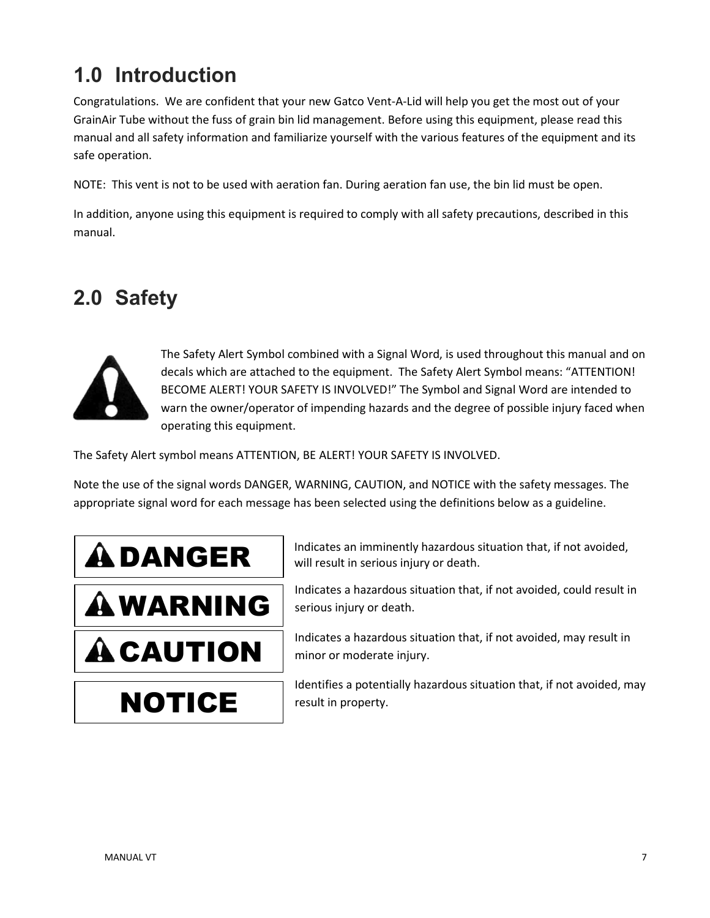# 1.0 Introduction

Congratulations. We are confident that your new Gatco Vent-A-Lid will help you get the most out of your GrainAir Tube without the fuss of grain bin lid management. Before using this equipment, please read this manual and all safety information and familiarize yourself with the various features of the equipment and its safe operation.

NOTE: This vent is not to be used with aeration fan. During aeration fan use, the bin lid must be open.

In addition, anyone using this equipment is required to comply with all safety precautions, described in this manual.

# 2.0 Safety

The Safety Alert Symbol combined with a Signal Word, is used throughout this manual and on decals which are attached to the equipment. The Safety Alert Symbol means: "ATTENTION! BECOME ALERT! YOUR SAFETY IS INVOLVED!" The Symbol and Signal Word are intended to warn the owner/operator of impending hazards and the degree of possible injury faced when operating this equipment.

The Safety Alert symbol means ATTENTION, BE ALERT! YOUR SAFETY IS INVOLVED.

Note the use of the signal words DANGER, WARNING, CAUTION, and NOTICE with the safety messages. The appropriate signal word for each message has been selected using the definitions below as a guideline.

| Signal Word | Definition |
|---|---|
| **DANGER** | Indicates an imminently hazardous situation that, if not avoided, will result in serious injury or death. |
| **WARNING** | Indicates a hazardous situation that, if not avoided, could result in serious injury or death. |
| **CAUTION** | Indicates a hazardous situation that, if not avoided, may result in minor or moderate injury. |
| **NOTICE** | Identifies a potentially hazardous situation that, if not avoided, may result in property. |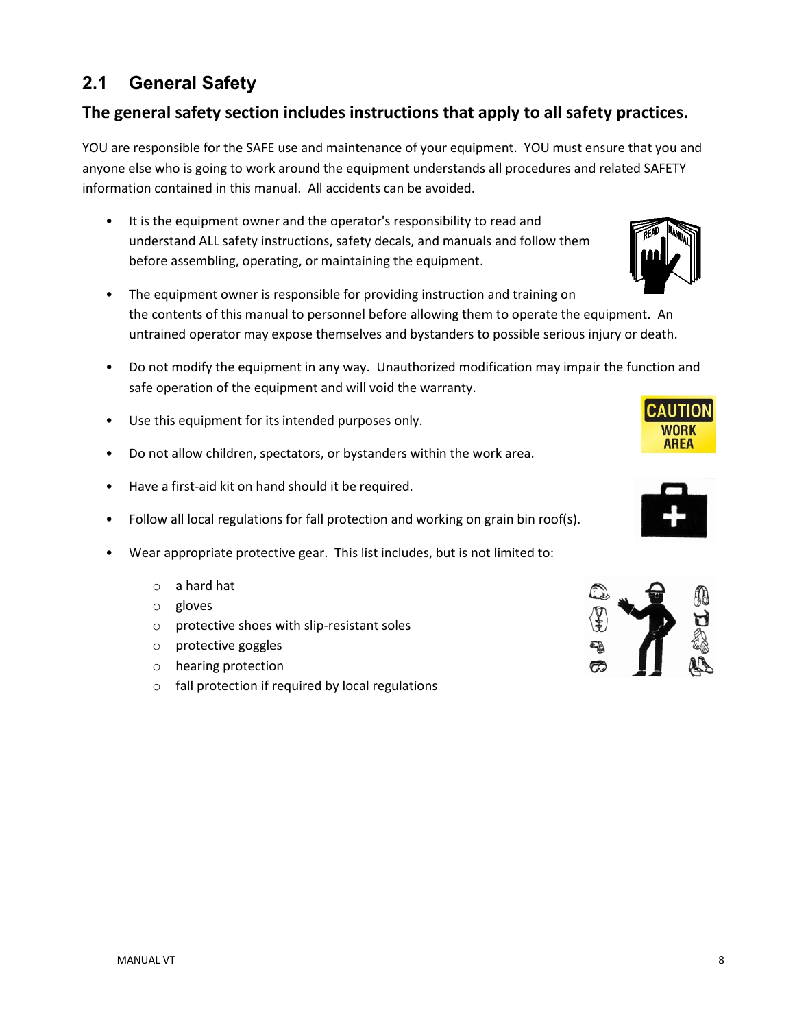## 2.1 General Safety

**The general safety section includes instructions that apply to all safety practices.**

YOU are responsible for the SAFE use and maintenance of your equipment. YOU must ensure that you and anyone else who is going to work around the equipment understands all procedures and related SAFETY information contained in this manual. All accidents can be avoided.

- It is the equipment owner and the operator's responsibility to read and understand ALL safety instructions, safety decals, and manuals and follow them before assembling, operating, or maintaining the equipment.
- The equipment owner is responsible for providing instruction and training on the contents of this manual to personnel before allowing them to operate the equipment. An untrained operator may expose themselves and bystanders to possible serious injury or death.
- Do not modify the equipment in any way. Unauthorized modification may impair the function and safe operation of the equipment and will void the warranty.
- Use this equipment for its intended purposes only.
- Do not allow children, spectators, or bystanders within the work area.
- Have a first-aid kit on hand should it be required.
- Follow all local regulations for fall protection and working on grain bin roof(s).
- Wear appropriate protective gear. This list includes, but is not limited to:
  - a hard hat
  - gloves
  - protective shoes with slip-resistant soles
  - protective goggles
  - hearing protection
  - fall protection if required by local regulations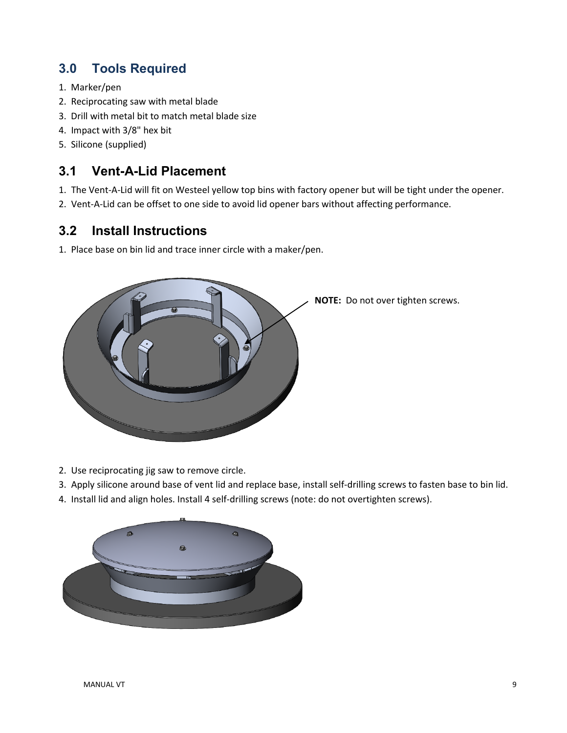## 3.0 Tools Required

1. Marker/pen
2. Reciprocating saw with metal blade
3. Drill with metal bit to match metal blade size
4. Impact with 3/8" hex bit
5. Silicone (supplied)

## 3.1 Vent-A-Lid Placement

1. The Vent-A-Lid will fit on Westeel yellow top bins with factory opener but will be tight under the opener.
2. Vent-A-Lid can be offset to one side to avoid lid opener bars without affecting performance.

## 3.2 Install Instructions

1. Place base on bin lid and trace inner circle with a maker/pen.

**NOTE:** Do not over tighten screws.

2. Use reciprocating jig saw to remove circle.
3. Apply silicone around base of vent lid and replace base, install self-drilling screws to fasten base to bin lid.
4. Install lid and align holes. Install 4 self-drilling screws (note: do not overtighten screws).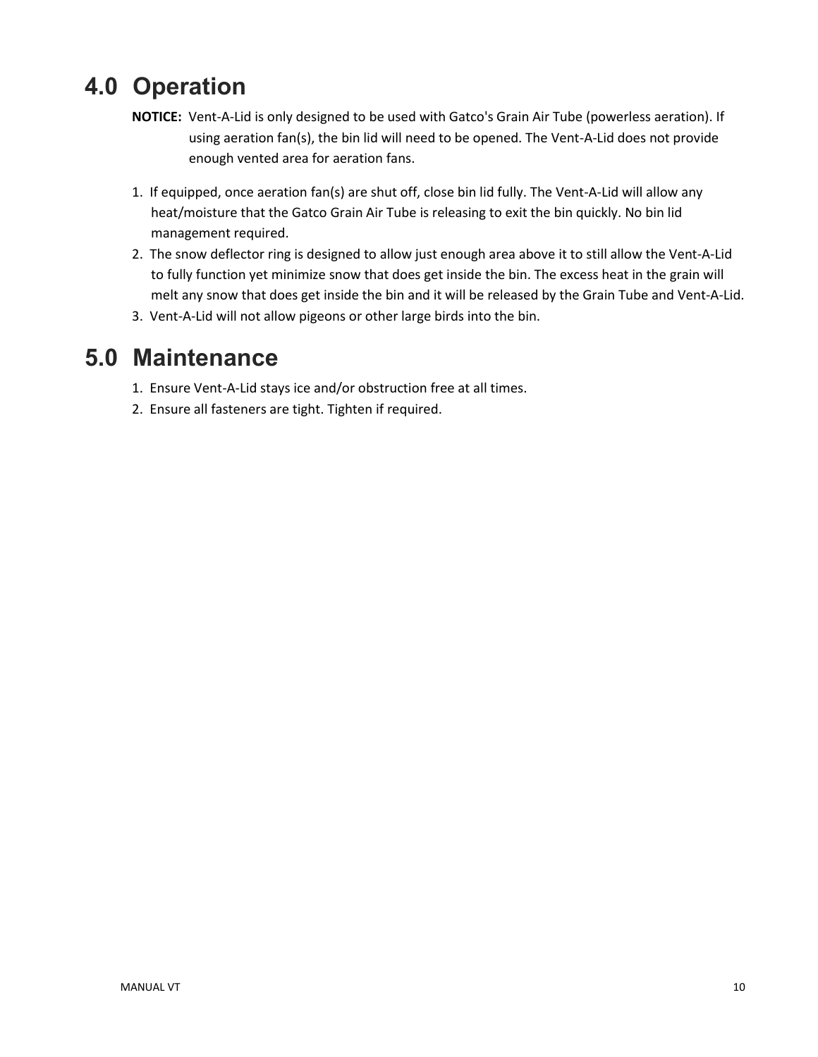# 4.0 Operation

**NOTICE:** Vent-A-Lid is only designed to be used with Gatco's Grain Air Tube (powerless aeration). If using aeration fan(s), the bin lid will need to be opened. The Vent-A-Lid does not provide enough vented area for aeration fans.

1. If equipped, once aeration fan(s) are shut off, close bin lid fully. The Vent-A-Lid will allow any heat/moisture that the Gatco Grain Air Tube is releasing to exit the bin quickly. No bin lid management required.
2. The snow deflector ring is designed to allow just enough area above it to still allow the Vent-A-Lid to fully function yet minimize snow that does get inside the bin. The excess heat in the grain will melt any snow that does get inside the bin and it will be released by the Grain Tube and Vent-A-Lid.
3. Vent-A-Lid will not allow pigeons or other large birds into the bin.

# 5.0 Maintenance

1. Ensure Vent-A-Lid stays ice and/or obstruction free at all times.
2. Ensure all fasteners are tight. Tighten if required.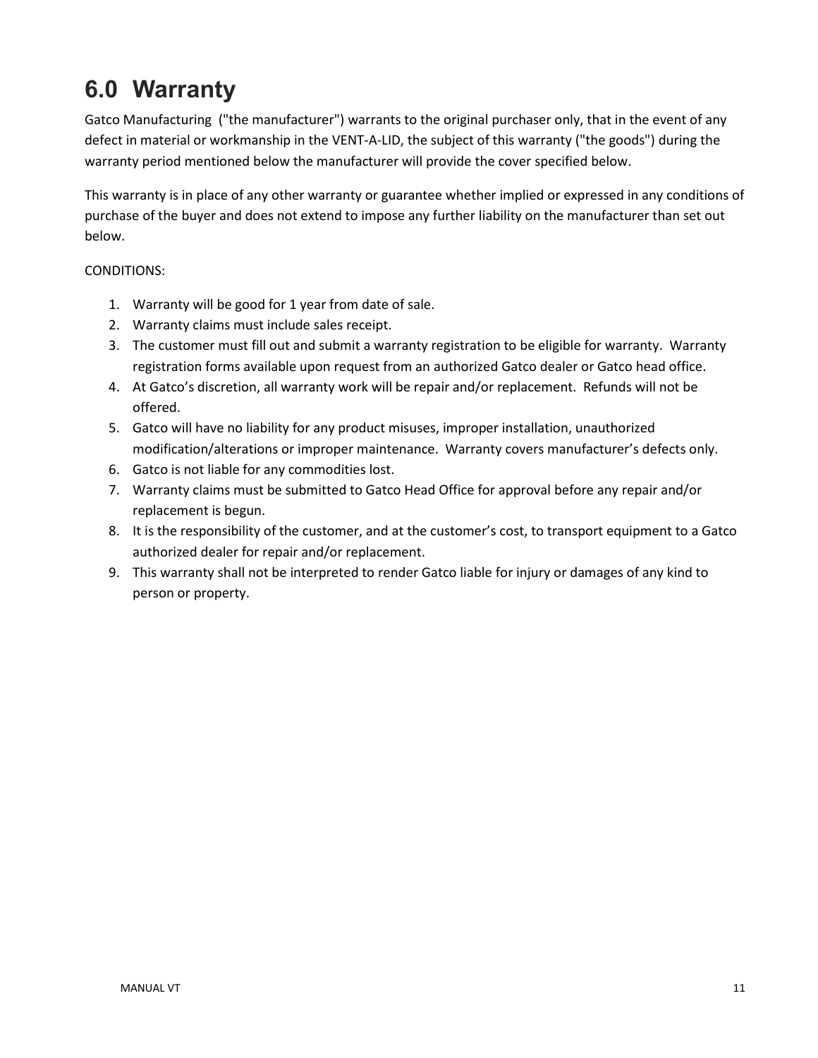# 6.0 Warranty

Gatco Manufacturing ("the manufacturer") warrants to the original purchaser only, that in the event of any defect in material or workmanship in the VENT-A-LID, the subject of this warranty ("the goods") during the warranty period mentioned below the manufacturer will provide the cover specified below.

This warranty is in place of any other warranty or guarantee whether implied or expressed in any conditions of purchase of the buyer and does not extend to impose any further liability on the manufacturer than set out below.

CONDITIONS:

1. Warranty will be good for 1 year from date of sale.
2. Warranty claims must include sales receipt.
3. The customer must fill out and submit a warranty registration to be eligible for warranty. Warranty registration forms available upon request from an authorized Gatco dealer or Gatco head office.
4. At Gatco's discretion, all warranty work will be repair and/or replacement. Refunds will not be offered.
5. Gatco will have no liability for any product misuses, improper installation, unauthorized modification/alterations or improper maintenance. Warranty covers manufacturer's defects only.
6. Gatco is not liable for any commodities lost.
7. Warranty claims must be submitted to Gatco Head Office for approval before any repair and/or replacement is begun.
8. It is the responsibility of the customer, and at the customer's cost, to transport equipment to a Gatco authorized dealer for repair and/or replacement.
9. This warranty shall not be interpreted to render Gatco liable for injury or damages of any kind to person or property.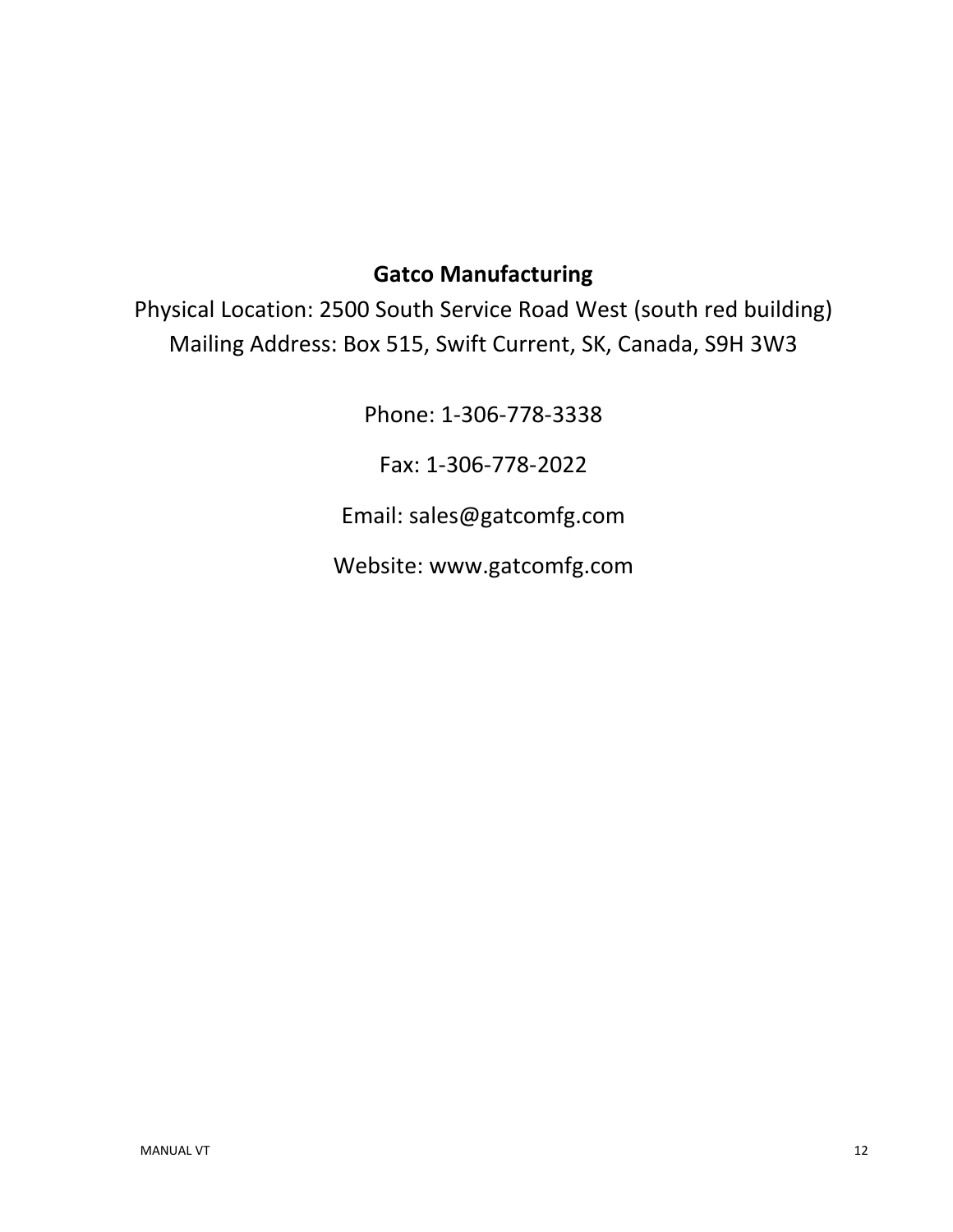**Gatco Manufacturing**

Physical Location: 2500 South Service Road West (south red building)
Mailing Address: Box 515, Swift Current, SK, Canada, S9H 3W3

Phone: 1-306-778-3338

Fax: 1-306-778-2022

Email: sales@gatcomfg.com

Website: www.gatcomfg.com